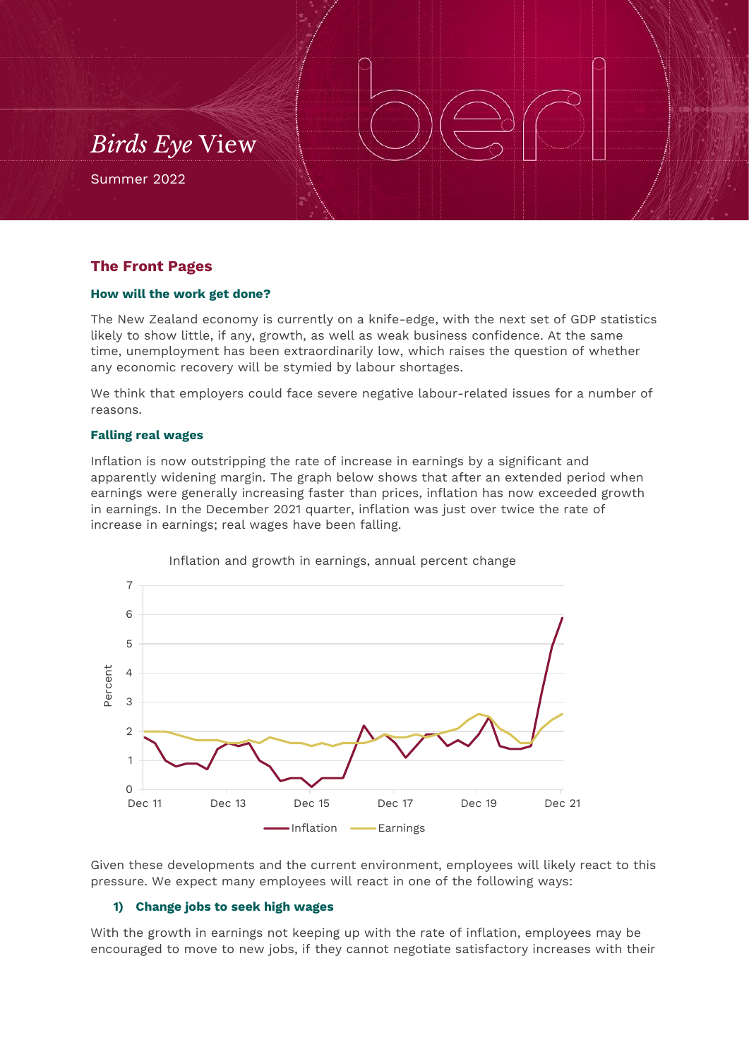# *Birds Eye* View

Summer 2022

## The Front Pages

### How will the work get done?

The New Zealand economy is currently on a knife-edge, with the next set of GDP statistics likely to show little, if any, growth, as well as weak business confidence. At the same time, unemployment has been extraordinarily low, which raises the question of whether any economic recovery will be stymied by labour shortages.

We think that employers could face severe negative labour-related issues for a number of reasons.

### Falling real wages

Inflation is now outstripping the rate of increase in earnings by a significant and apparently widening margin. The graph below shows that after an extended period when earnings were generally increasing faster than prices, inflation has now exceeded growth in earnings. In the December 2021 quarter, inflation was just over twice the rate of increase in earnings; real wages have been falling.

Inflation and growth in earnings, annual percent change

Given these developments and the current environment, employees will likely react to this pressure. We expect many employees will react in one of the following ways:

#### 1) Change jobs to seek high wages

With the growth in earnings not keeping up with the rate of inflation, employees may be encouraged to move to new jobs, if they cannot negotiate satisfactory increases with their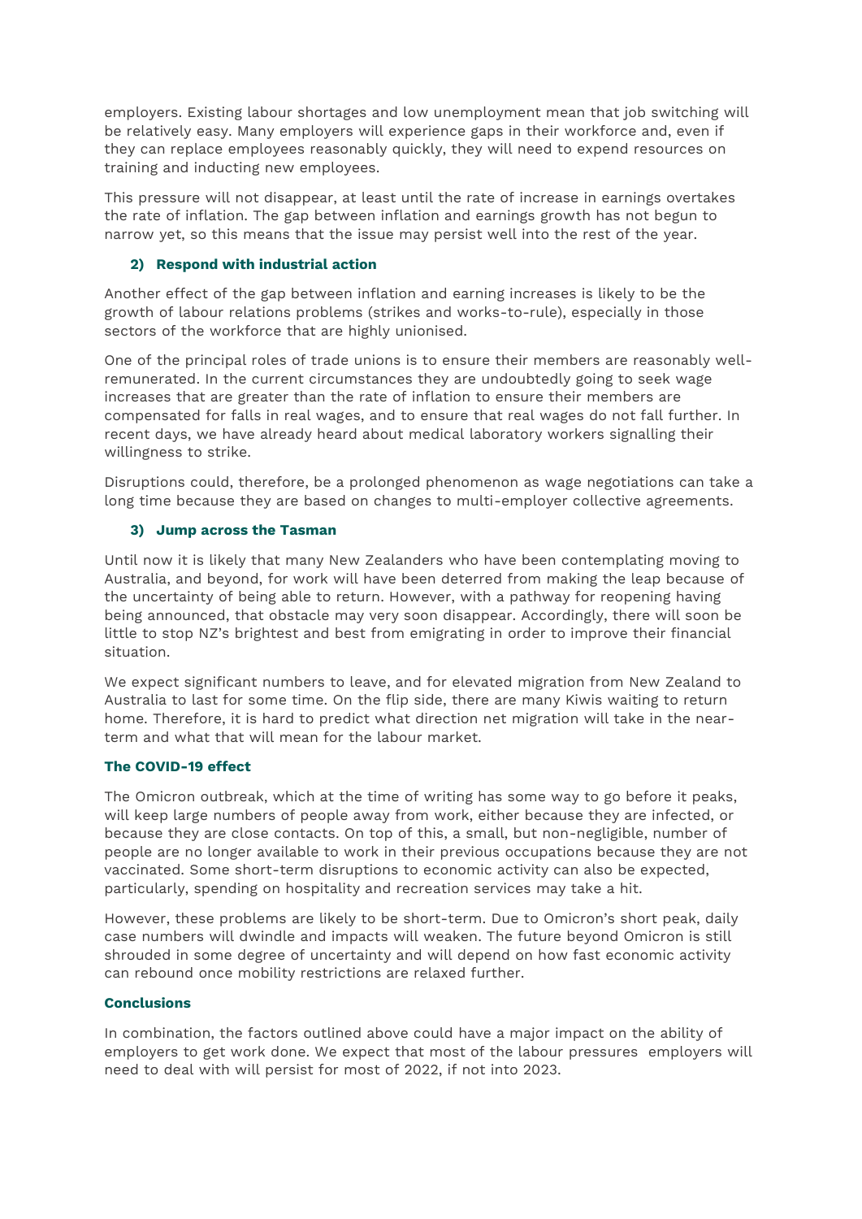employers. Existing labour shortages and low unemployment mean that job switching will be relatively easy. Many employers will experience gaps in their workforce and, even if they can replace employees reasonably quickly, they will need to expend resources on training and inducting new employees.

This pressure will not disappear, at least until the rate of increase in earnings overtakes the rate of inflation. The gap between inflation and earnings growth has not begun to narrow yet, so this means that the issue may persist well into the rest of the year.

**2) Respond with industrial action**

Another effect of the gap between inflation and earning increases is likely to be the growth of labour relations problems (strikes and works-to-rule), especially in those sectors of the workforce that are highly unionised.

One of the principal roles of trade unions is to ensure their members are reasonably well-remunerated. In the current circumstances they are undoubtedly going to seek wage increases that are greater than the rate of inflation to ensure their members are compensated for falls in real wages, and to ensure that real wages do not fall further. In recent days, we have already heard about medical laboratory workers signalling their willingness to strike.

Disruptions could, therefore, be a prolonged phenomenon as wage negotiations can take a long time because they are based on changes to multi-employer collective agreements.

**3) Jump across the Tasman**

Until now it is likely that many New Zealanders who have been contemplating moving to Australia, and beyond, for work will have been deterred from making the leap because of the uncertainty of being able to return. However, with a pathway for reopening having being announced, that obstacle may very soon disappear. Accordingly, there will soon be little to stop NZ's brightest and best from emigrating in order to improve their financial situation.

We expect significant numbers to leave, and for elevated migration from New Zealand to Australia to last for some time. On the flip side, there are many Kiwis waiting to return home. Therefore, it is hard to predict what direction net migration will take in the near-term and what that will mean for the labour market.

**The COVID-19 effect**

The Omicron outbreak, which at the time of writing has some way to go before it peaks, will keep large numbers of people away from work, either because they are infected, or because they are close contacts. On top of this, a small, but non-negligible, number of people are no longer available to work in their previous occupations because they are not vaccinated. Some short-term disruptions to economic activity can also be expected, particularly, spending on hospitality and recreation services may take a hit.

However, these problems are likely to be short-term. Due to Omicron's short peak, daily case numbers will dwindle and impacts will weaken. The future beyond Omicron is still shrouded in some degree of uncertainty and will depend on how fast economic activity can rebound once mobility restrictions are relaxed further.

**Conclusions**

In combination, the factors outlined above could have a major impact on the ability of employers to get work done. We expect that most of the labour pressures employers will need to deal with will persist for most of 2022, if not into 2023.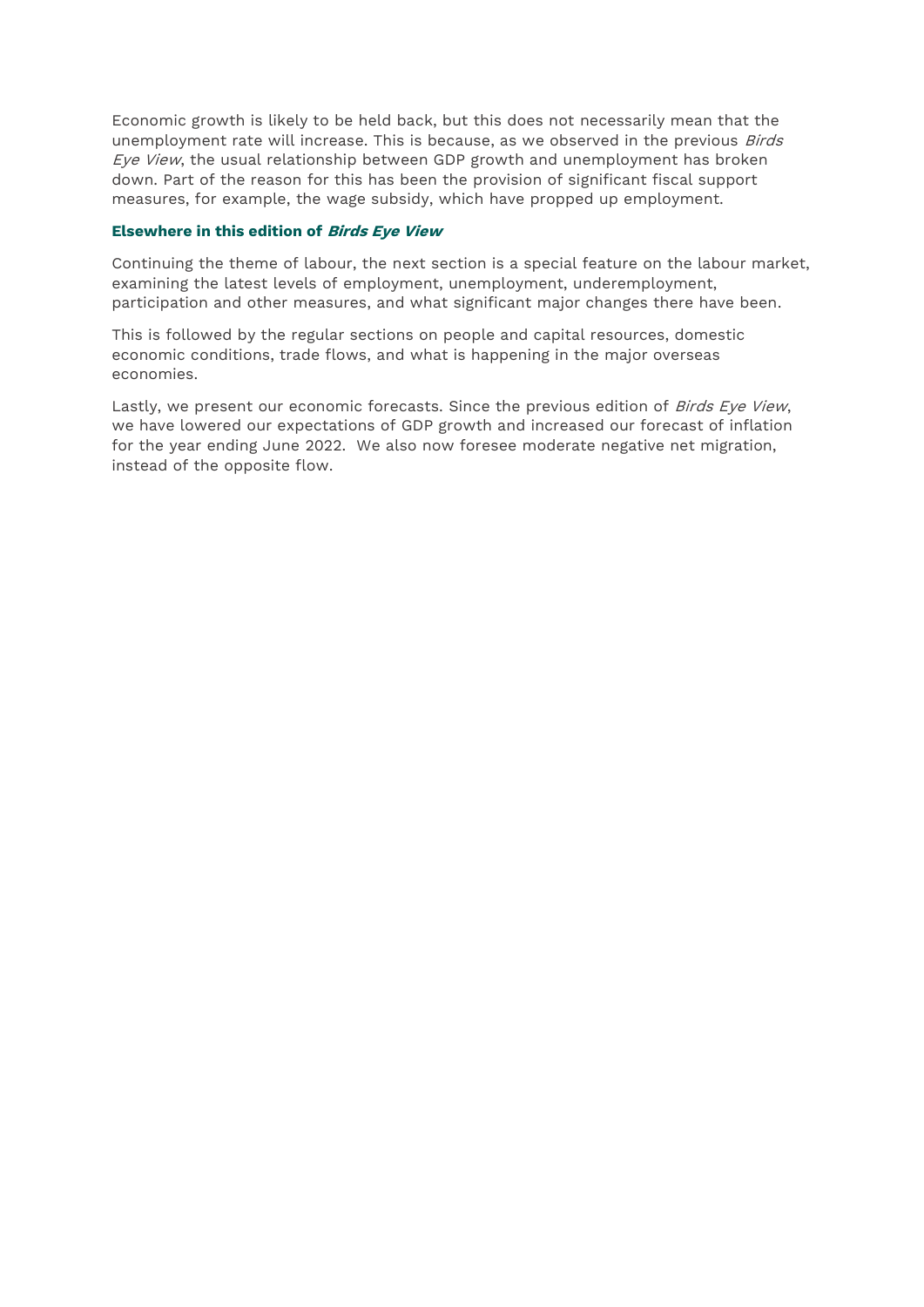Economic growth is likely to be held back, but this does not necessarily mean that the unemployment rate will increase. This is because, as we observed in the previous *Birds Eye View*, the usual relationship between GDP growth and unemployment has broken down. Part of the reason for this has been the provision of significant fiscal support measures, for example, the wage subsidy, which have propped up employment.

### Elsewhere in this edition of *Birds Eye View*

Continuing the theme of labour, the next section is a special feature on the labour market, examining the latest levels of employment, unemployment, underemployment, participation and other measures, and what significant major changes there have been.

This is followed by the regular sections on people and capital resources, domestic economic conditions, trade flows, and what is happening in the major overseas economies.

Lastly, we present our economic forecasts. Since the previous edition of *Birds Eye View*, we have lowered our expectations of GDP growth and increased our forecast of inflation for the year ending June 2022. We also now foresee moderate negative net migration, instead of the opposite flow.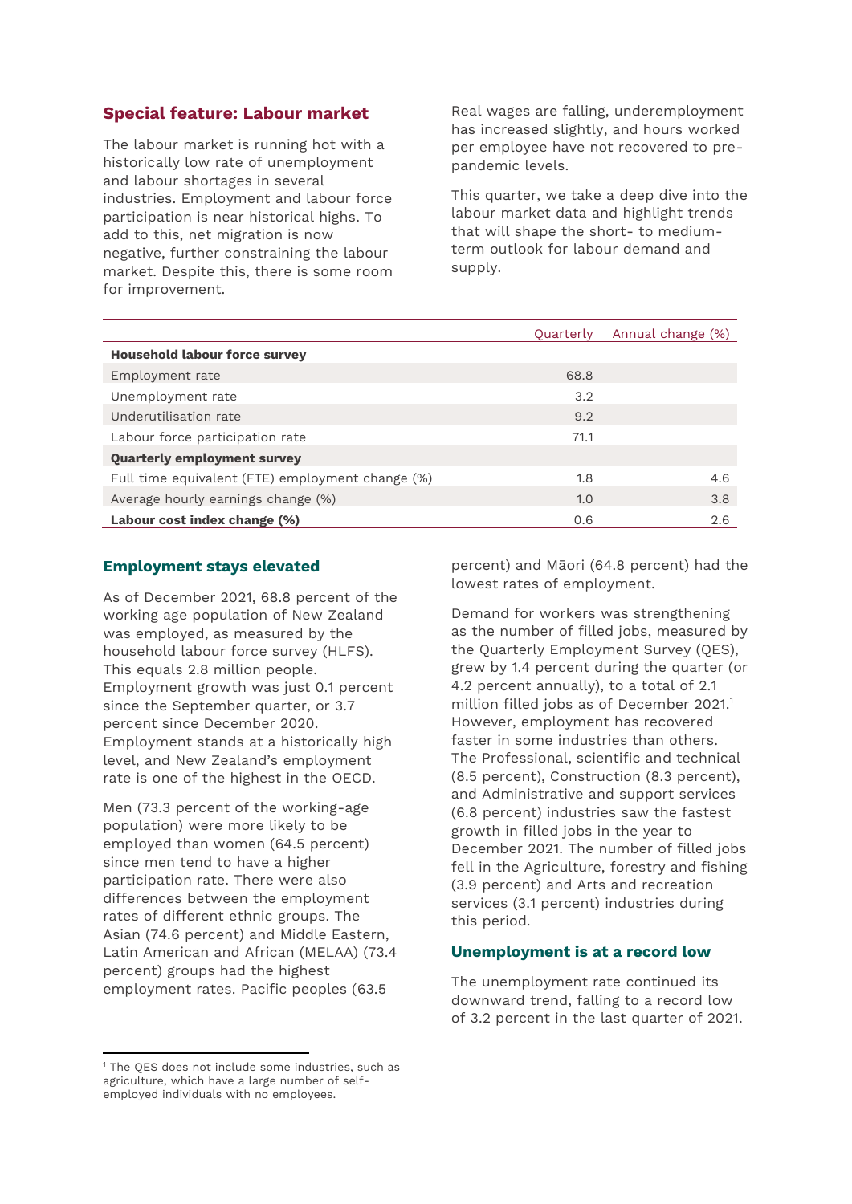## Special feature: Labour market

The labour market is running hot with a historically low rate of unemployment and labour shortages in several industries. Employment and labour force participation is near historical highs. To add to this, net migration is now negative, further constraining the labour market. Despite this, there is some room for improvement.

Real wages are falling, underemployment has increased slightly, and hours worked per employee have not recovered to pre-pandemic levels.

This quarter, we take a deep dive into the labour market data and highlight trends that will shape the short- to medium-term outlook for labour demand and supply.

| | Quarterly | Annual change (%) |
|---|---|---|
| **Household labour force survey** | | |
| Employment rate | 68.8 | |
| Unemployment rate | 3.2 | |
| Underutilisation rate | 9.2 | |
| Labour force participation rate | 71.1 | |
| **Quarterly employment survey** | | |
| Full time equivalent (FTE) employment change (%) | 1.8 | 4.6 |
| Average hourly earnings change (%) | 1.0 | 3.8 |
| **Labour cost index change (%)** | 0.6 | 2.6 |

### Employment stays elevated

As of December 2021, 68.8 percent of the working age population of New Zealand was employed, as measured by the household labour force survey (HLFS). This equals 2.8 million people. Employment growth was just 0.1 percent since the September quarter, or 3.7 percent since December 2020. Employment stands at a historically high level, and New Zealand's employment rate is one of the highest in the OECD.

Men (73.3 percent of the working-age population) were more likely to be employed than women (64.5 percent) since men tend to have a higher participation rate. There were also differences between the employment rates of different ethnic groups. The Asian (74.6 percent) and Middle Eastern, Latin American and African (MELAA) (73.4 percent) groups had the highest employment rates. Pacific peoples (63.5 percent) and Māori (64.8 percent) had the lowest rates of employment.

Demand for workers was strengthening as the number of filled jobs, measured by the Quarterly Employment Survey (QES), grew by 1.4 percent during the quarter (or 4.2 percent annually), to a total of 2.1 million filled jobs as of December 2021.[1] However, employment has recovered faster in some industries than others. The Professional, scientific and technical (8.5 percent), Construction (8.3 percent), and Administrative and support services (6.8 percent) industries saw the fastest growth in filled jobs in the year to December 2021. The number of filled jobs fell in the Agriculture, forestry and fishing (3.9 percent) and Arts and recreation services (3.1 percent) industries during this period.

### Unemployment is at a record low

The unemployment rate continued its downward trend, falling to a record low of 3.2 percent in the last quarter of 2021.

[1] The QES does not include some industries, such as agriculture, which have a large number of self-employed individuals with no employees.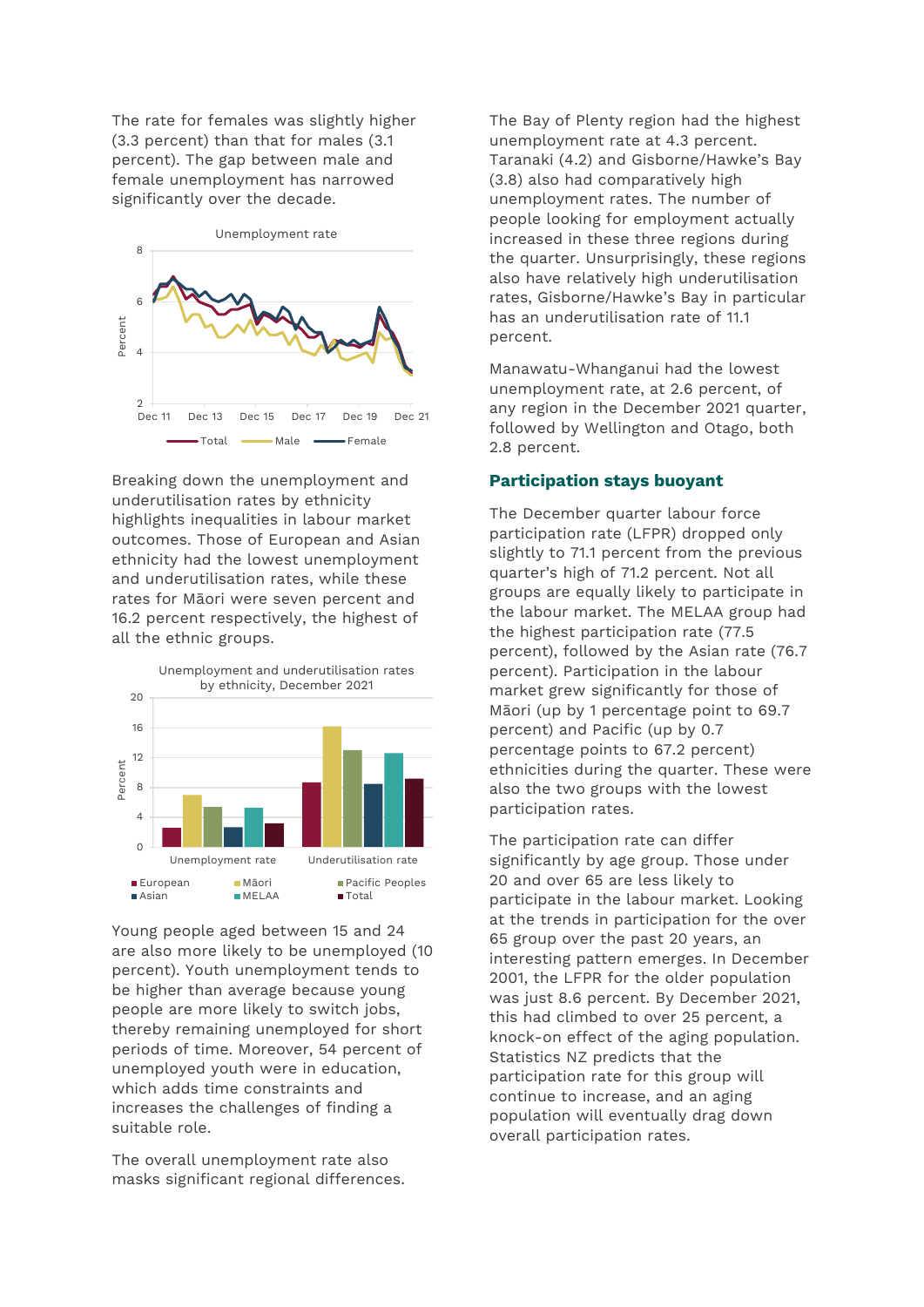The rate for females was slightly higher (3.3 percent) than that for males (3.1 percent). The gap between male and female unemployment has narrowed significantly over the decade.

Unemployment rate

Breaking down the unemployment and underutilisation rates by ethnicity highlights inequalities in labour market outcomes. Those of European and Asian ethnicity had the lowest unemployment and underutilisation rates, while these rates for Māori were seven percent and 16.2 percent respectively, the highest of all the ethnic groups.

Unemployment and underutilisation rates by ethnicity, December 2021

Young people aged between 15 and 24 are also more likely to be unemployed (10 percent). Youth unemployment tends to be higher than average because young people are more likely to switch jobs, thereby remaining unemployed for short periods of time. Moreover, 54 percent of unemployed youth were in education, which adds time constraints and increases the challenges of finding a suitable role.

The overall unemployment rate also masks significant regional differences.

The Bay of Plenty region had the highest unemployment rate at 4.3 percent. Taranaki (4.2) and Gisborne/Hawke's Bay (3.8) also had comparatively high unemployment rates. The number of people looking for employment actually increased in these three regions during the quarter. Unsurprisingly, these regions also have relatively high underutilisation rates, Gisborne/Hawke's Bay in particular has an underutilisation rate of 11.1 percent.

Manawatu-Whanganui had the lowest unemployment rate, at 2.6 percent, of any region in the December 2021 quarter, followed by Wellington and Otago, both 2.8 percent.

## Participation stays buoyant

The December quarter labour force participation rate (LFPR) dropped only slightly to 71.1 percent from the previous quarter's high of 71.2 percent. Not all groups are equally likely to participate in the labour market. The MELAA group had the highest participation rate (77.5 percent), followed by the Asian rate (76.7 percent). Participation in the labour market grew significantly for those of Māori (up by 1 percentage point to 69.7 percent) and Pacific (up by 0.7 percentage points to 67.2 percent) ethnicities during the quarter. These were also the two groups with the lowest participation rates.

The participation rate can differ significantly by age group. Those under 20 and over 65 are less likely to participate in the labour market. Looking at the trends in participation for the over 65 group over the past 20 years, an interesting pattern emerges. In December 2001, the LFPR for the older population was just 8.6 percent. By December 2021, this had climbed to over 25 percent, a knock-on effect of the aging population. Statistics NZ predicts that the participation rate for this group will continue to increase, and an aging population will eventually drag down overall participation rates.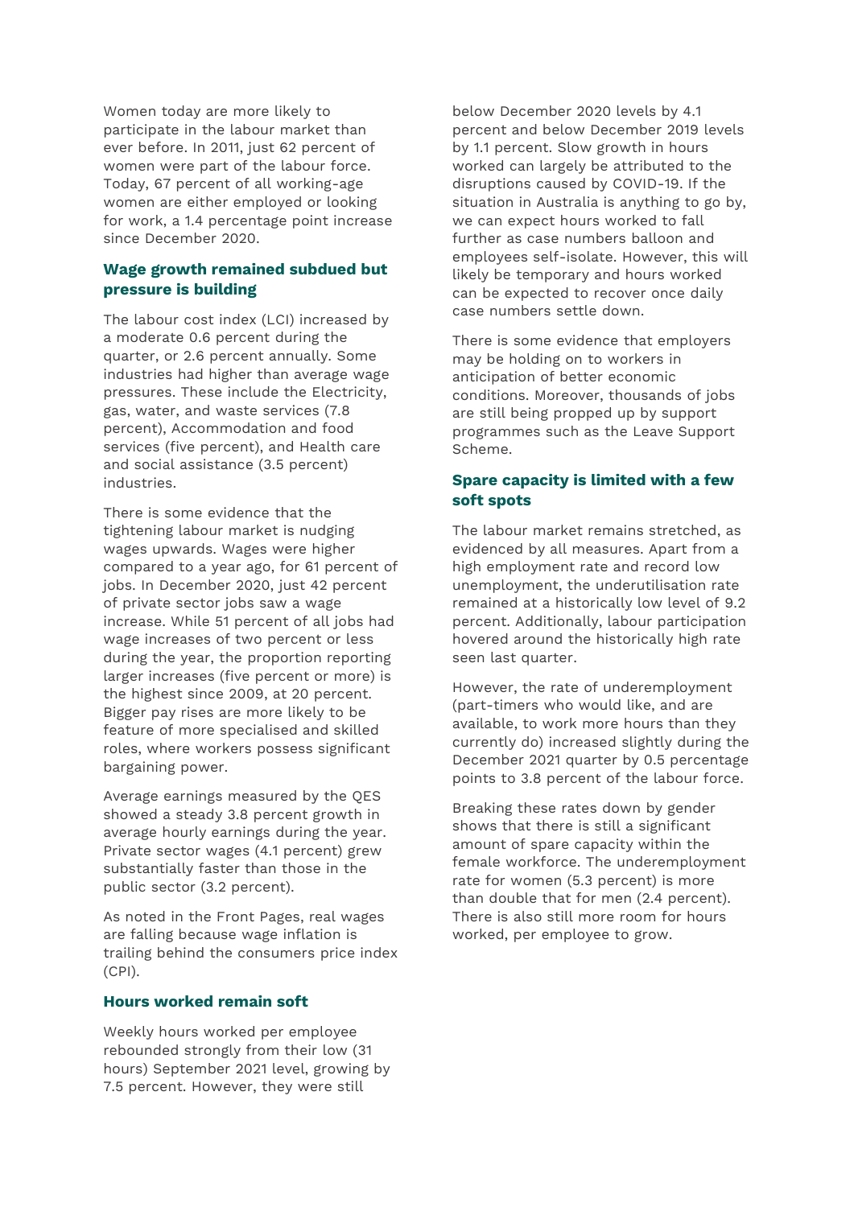Women today are more likely to participate in the labour market than ever before. In 2011, just 62 percent of women were part of the labour force. Today, 67 percent of all working-age women are either employed or looking for work, a 1.4 percentage point increase since December 2020.

### Wage growth remained subdued but pressure is building

The labour cost index (LCI) increased by a moderate 0.6 percent during the quarter, or 2.6 percent annually. Some industries had higher than average wage pressures. These include the Electricity, gas, water, and waste services (7.8 percent), Accommodation and food services (five percent), and Health care and social assistance (3.5 percent) industries.

There is some evidence that the tightening labour market is nudging wages upwards. Wages were higher compared to a year ago, for 61 percent of jobs. In December 2020, just 42 percent of private sector jobs saw a wage increase. While 51 percent of all jobs had wage increases of two percent or less during the year, the proportion reporting larger increases (five percent or more) is the highest since 2009, at 20 percent. Bigger pay rises are more likely to be feature of more specialised and skilled roles, where workers possess significant bargaining power.

Average earnings measured by the QES showed a steady 3.8 percent growth in average hourly earnings during the year. Private sector wages (4.1 percent) grew substantially faster than those in the public sector (3.2 percent).

As noted in the Front Pages, real wages are falling because wage inflation is trailing behind the consumers price index (CPI).

### Hours worked remain soft

Weekly hours worked per employee rebounded strongly from their low (31 hours) September 2021 level, growing by 7.5 percent. However, they were still below December 2020 levels by 4.1 percent and below December 2019 levels by 1.1 percent. Slow growth in hours worked can largely be attributed to the disruptions caused by COVID-19. If the situation in Australia is anything to go by, we can expect hours worked to fall further as case numbers balloon and employees self-isolate. However, this will likely be temporary and hours worked can be expected to recover once daily case numbers settle down.

There is some evidence that employers may be holding on to workers in anticipation of better economic conditions. Moreover, thousands of jobs are still being propped up by support programmes such as the Leave Support Scheme.

### Spare capacity is limited with a few soft spots

The labour market remains stretched, as evidenced by all measures. Apart from a high employment rate and record low unemployment, the underutilisation rate remained at a historically low level of 9.2 percent. Additionally, labour participation hovered around the historically high rate seen last quarter.

However, the rate of underemployment (part-timers who would like, and are available, to work more hours than they currently do) increased slightly during the December 2021 quarter by 0.5 percentage points to 3.8 percent of the labour force.

Breaking these rates down by gender shows that there is still a significant amount of spare capacity within the female workforce. The underemployment rate for women (5.3 percent) is more than double that for men (2.4 percent). There is also still more room for hours worked, per employee to grow.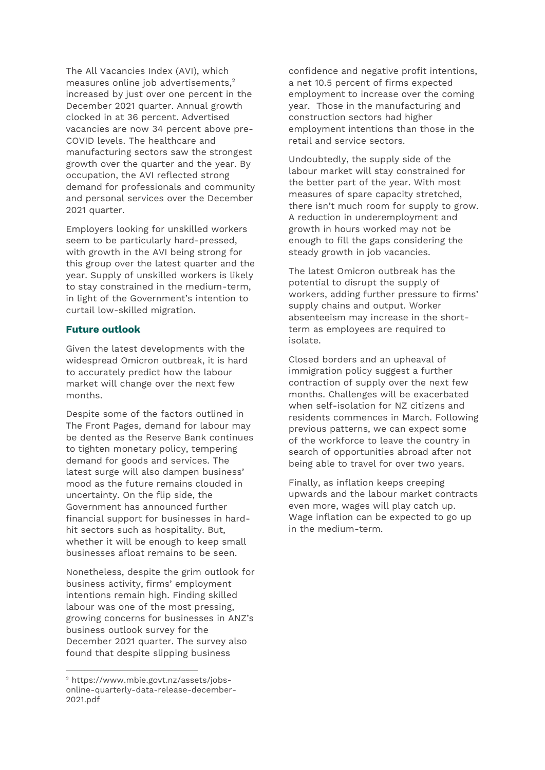The All Vacancies Index (AVI), which measures online job advertisements,[2] increased by just over one percent in the December 2021 quarter. Annual growth clocked in at 36 percent. Advertised vacancies are now 34 percent above pre-COVID levels. The healthcare and manufacturing sectors saw the strongest growth over the quarter and the year. By occupation, the AVI reflected strong demand for professionals and community and personal services over the December 2021 quarter.

Employers looking for unskilled workers seem to be particularly hard-pressed, with growth in the AVI being strong for this group over the latest quarter and the year. Supply of unskilled workers is likely to stay constrained in the medium-term, in light of the Government's intention to curtail low-skilled migration.

### Future outlook

Given the latest developments with the widespread Omicron outbreak, it is hard to accurately predict how the labour market will change over the next few months.

Despite some of the factors outlined in The Front Pages, demand for labour may be dented as the Reserve Bank continues to tighten monetary policy, tempering demand for goods and services. The latest surge will also dampen business' mood as the future remains clouded in uncertainty. On the flip side, the Government has announced further financial support for businesses in hard-hit sectors such as hospitality. But, whether it will be enough to keep small businesses afloat remains to be seen.

Nonetheless, despite the grim outlook for business activity, firms' employment intentions remain high. Finding skilled labour was one of the most pressing, growing concerns for businesses in ANZ's business outlook survey for the December 2021 quarter. The survey also found that despite slipping business confidence and negative profit intentions, a net 10.5 percent of firms expected employment to increase over the coming year. Those in the manufacturing and construction sectors had higher employment intentions than those in the retail and service sectors.

Undoubtedly, the supply side of the labour market will stay constrained for the better part of the year. With most measures of spare capacity stretched, there isn't much room for supply to grow. A reduction in underemployment and growth in hours worked may not be enough to fill the gaps considering the steady growth in job vacancies.

The latest Omicron outbreak has the potential to disrupt the supply of workers, adding further pressure to firms' supply chains and output. Worker absenteeism may increase in the short-term as employees are required to isolate.

Closed borders and an upheaval of immigration policy suggest a further contraction of supply over the next few months. Challenges will be exacerbated when self-isolation for NZ citizens and residents commences in March. Following previous patterns, we can expect some of the workforce to leave the country in search of opportunities abroad after not being able to travel for over two years.

Finally, as inflation keeps creeping upwards and the labour market contracts even more, wages will play catch up. Wage inflation can be expected to go up in the medium-term.

---

[2] https://www.mbie.govt.nz/assets/jobs-online-quarterly-data-release-december-2021.pdf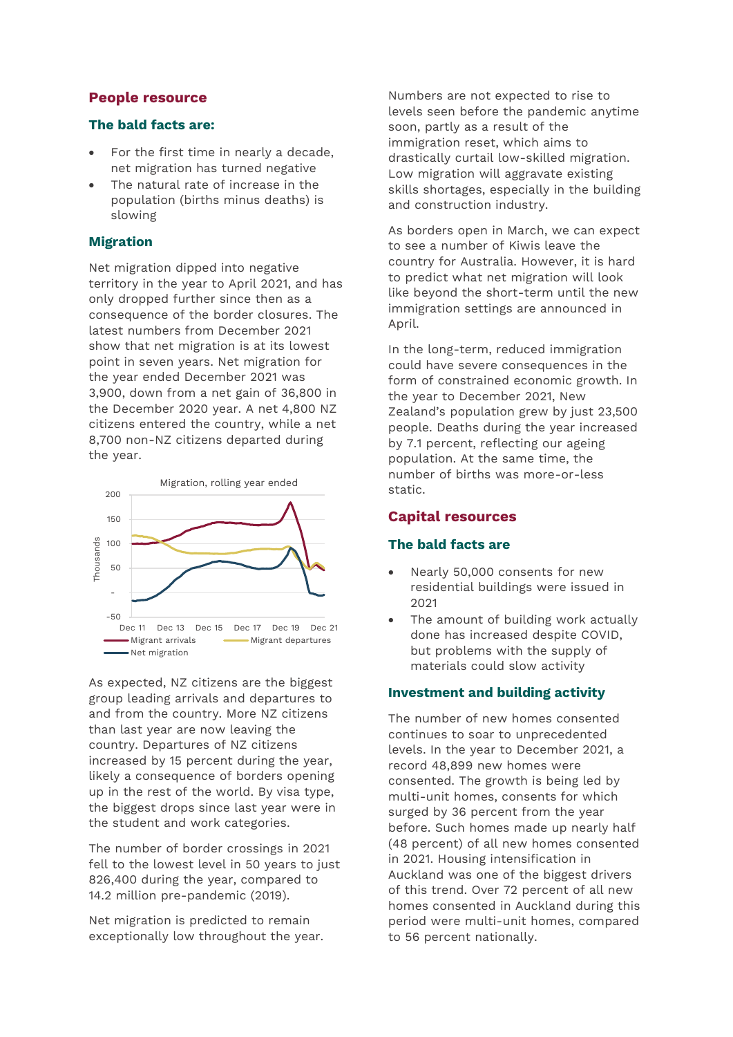## People resource

### The bald facts are:

- For the first time in nearly a decade, net migration has turned negative
- The natural rate of increase in the population (births minus deaths) is slowing

### Migration

Net migration dipped into negative territory in the year to April 2021, and has only dropped further since then as a consequence of the border closures. The latest numbers from December 2021 show that net migration is at its lowest point in seven years. Net migration for the year ended December 2021 was 3,900, down from a net gain of 36,800 in the December 2020 year. A net 4,800 NZ citizens entered the country, while a net 8,700 non-NZ citizens departed during the year.

Migration, rolling year ended

As expected, NZ citizens are the biggest group leading arrivals and departures to and from the country. More NZ citizens than last year are now leaving the country. Departures of NZ citizens increased by 15 percent during the year, likely a consequence of borders opening up in the rest of the world. By visa type, the biggest drops since last year were in the student and work categories.

The number of border crossings in 2021 fell to the lowest level in 50 years to just 826,400 during the year, compared to 14.2 million pre-pandemic (2019).

Net migration is predicted to remain exceptionally low throughout the year. Numbers are not expected to rise to levels seen before the pandemic anytime soon, partly as a result of the immigration reset, which aims to drastically curtail low-skilled migration. Low migration will aggravate existing skills shortages, especially in the building and construction industry.

As borders open in March, we can expect to see a number of Kiwis leave the country for Australia. However, it is hard to predict what net migration will look like beyond the short-term until the new immigration settings are announced in April.

In the long-term, reduced immigration could have severe consequences in the form of constrained economic growth. In the year to December 2021, New Zealand's population grew by just 23,500 people. Deaths during the year increased by 7.1 percent, reflecting our ageing population. At the same time, the number of births was more-or-less static.

## Capital resources

### The bald facts are

- Nearly 50,000 consents for new residential buildings were issued in 2021
- The amount of building work actually done has increased despite COVID, but problems with the supply of materials could slow activity

### Investment and building activity

The number of new homes consented continues to soar to unprecedented levels. In the year to December 2021, a record 48,899 new homes were consented. The growth is being led by multi-unit homes, consents for which surged by 36 percent from the year before. Such homes made up nearly half (48 percent) of all new homes consented in 2021. Housing intensification in Auckland was one of the biggest drivers of this trend. Over 72 percent of all new homes consented in Auckland during this period were multi-unit homes, compared to 56 percent nationally.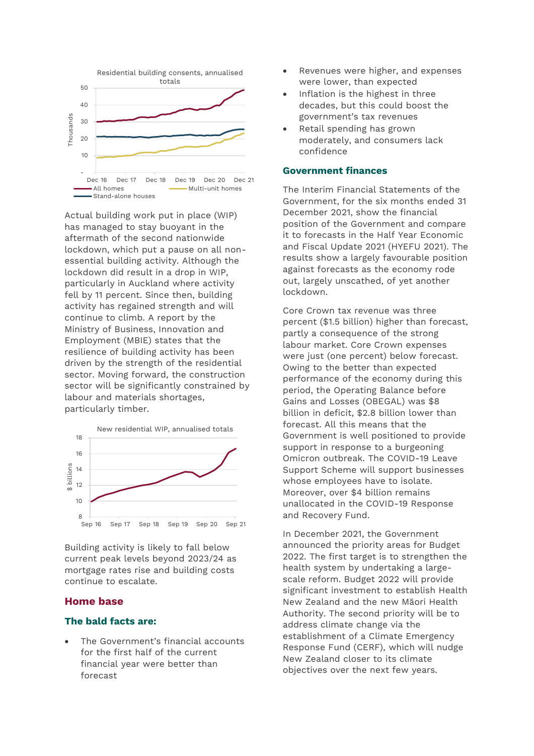Residential building consents, annualised totals

Actual building work put in place (WIP) has managed to stay buoyant in the aftermath of the second nationwide lockdown, which put a pause on all non-essential building activity. Although the lockdown did result in a drop in WIP, particularly in Auckland where activity fell by 11 percent. Since then, building activity has regained strength and will continue to climb. A report by the Ministry of Business, Innovation and Employment (MBIE) states that the resilience of building activity has been driven by the strength of the residential sector. Moving forward, the construction sector will be significantly constrained by labour and materials shortages, particularly timber.

New residential WIP, annualised totals

Building activity is likely to fall below current peak levels beyond 2023/24 as mortgage rates rise and building costs continue to escalate.

## Home base

### The bald facts are:

- The Government's financial accounts for the first half of the current financial year were better than forecast
- Revenues were higher, and expenses were lower, than expected
- Inflation is the highest in three decades, but this could boost the government's tax revenues
- Retail spending has grown moderately, and consumers lack confidence

### Government finances

The Interim Financial Statements of the Government, for the six months ended 31 December 2021, show the financial position of the Government and compare it to forecasts in the Half Year Economic and Fiscal Update 2021 (HYEFU 2021). The results show a largely favourable position against forecasts as the economy rode out, largely unscathed, of yet another lockdown.

Core Crown tax revenue was three percent ($1.5 billion) higher than forecast, partly a consequence of the strong labour market. Core Crown expenses were just (one percent) below forecast. Owing to the better than expected performance of the economy during this period, the Operating Balance before Gains and Losses (OBEGAL) was $8 billion in deficit, $2.8 billion lower than forecast. All this means that the Government is well positioned to provide support in response to a burgeoning Omicron outbreak. The COVID-19 Leave Support Scheme will support businesses whose employees have to isolate. Moreover, over $4 billion remains unallocated in the COVID-19 Response and Recovery Fund.

In December 2021, the Government announced the priority areas for Budget 2022. The first target is to strengthen the health system by undertaking a large-scale reform. Budget 2022 will provide significant investment to establish Health New Zealand and the new Māori Health Authority. The second priority will be to address climate change via the establishment of a Climate Emergency Response Fund (CERF), which will nudge New Zealand closer to its climate objectives over the next few years.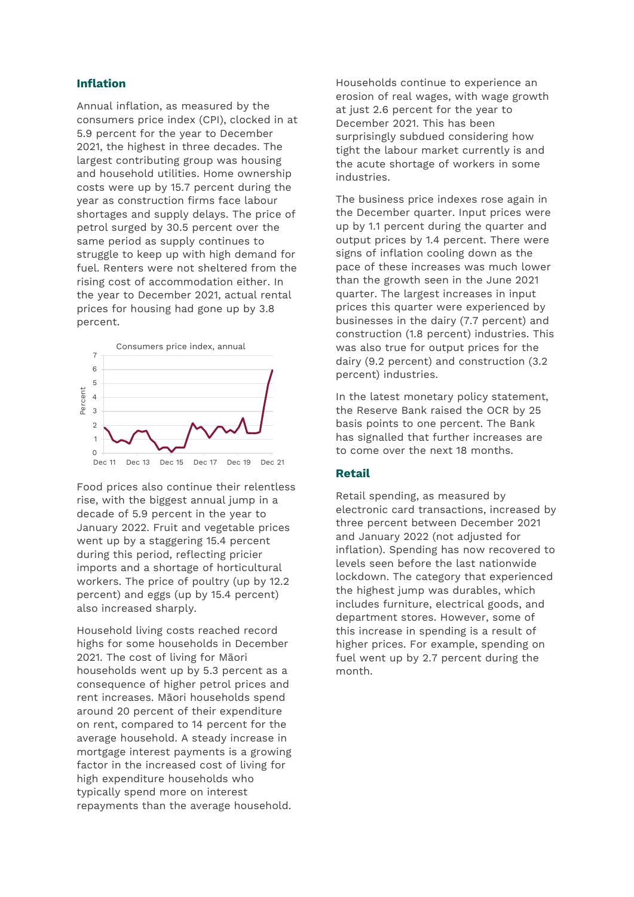## Inflation

Annual inflation, as measured by the consumers price index (CPI), clocked in at 5.9 percent for the year to December 2021, the highest in three decades. The largest contributing group was housing and household utilities. Home ownership costs were up by 15.7 percent during the year as construction firms face labour shortages and supply delays. The price of petrol surged by 30.5 percent over the same period as supply continues to struggle to keep up with high demand for fuel. Renters were not sheltered from the rising cost of accommodation either. In the year to December 2021, actual rental prices for housing had gone up by 3.8 percent.

Consumers price index, annual

Food prices also continue their relentless rise, with the biggest annual jump in a decade of 5.9 percent in the year to January 2022. Fruit and vegetable prices went up by a staggering 15.4 percent during this period, reflecting pricier imports and a shortage of horticultural workers. The price of poultry (up by 12.2 percent) and eggs (up by 15.4 percent) also increased sharply.

Household living costs reached record highs for some households in December 2021. The cost of living for Māori households went up by 5.3 percent as a consequence of higher petrol prices and rent increases. Māori households spend around 20 percent of their expenditure on rent, compared to 14 percent for the average household. A steady increase in mortgage interest payments is a growing factor in the increased cost of living for high expenditure households who typically spend more on interest repayments than the average household.

Households continue to experience an erosion of real wages, with wage growth at just 2.6 percent for the year to December 2021. This has been surprisingly subdued considering how tight the labour market currently is and the acute shortage of workers in some industries.

The business price indexes rose again in the December quarter. Input prices were up by 1.1 percent during the quarter and output prices by 1.4 percent. There were signs of inflation cooling down as the pace of these increases was much lower than the growth seen in the June 2021 quarter. The largest increases in input prices this quarter were experienced by businesses in the dairy (7.7 percent) and construction (1.8 percent) industries. This was also true for output prices for the dairy (9.2 percent) and construction (3.2 percent) industries.

In the latest monetary policy statement, the Reserve Bank raised the OCR by 25 basis points to one percent. The Bank has signalled that further increases are to come over the next 18 months.

## Retail

Retail spending, as measured by electronic card transactions, increased by three percent between December 2021 and January 2022 (not adjusted for inflation). Spending has now recovered to levels seen before the last nationwide lockdown. The category that experienced the highest jump was durables, which includes furniture, electrical goods, and department stores. However, some of this increase in spending is a result of higher prices. For example, spending on fuel went up by 2.7 percent during the month.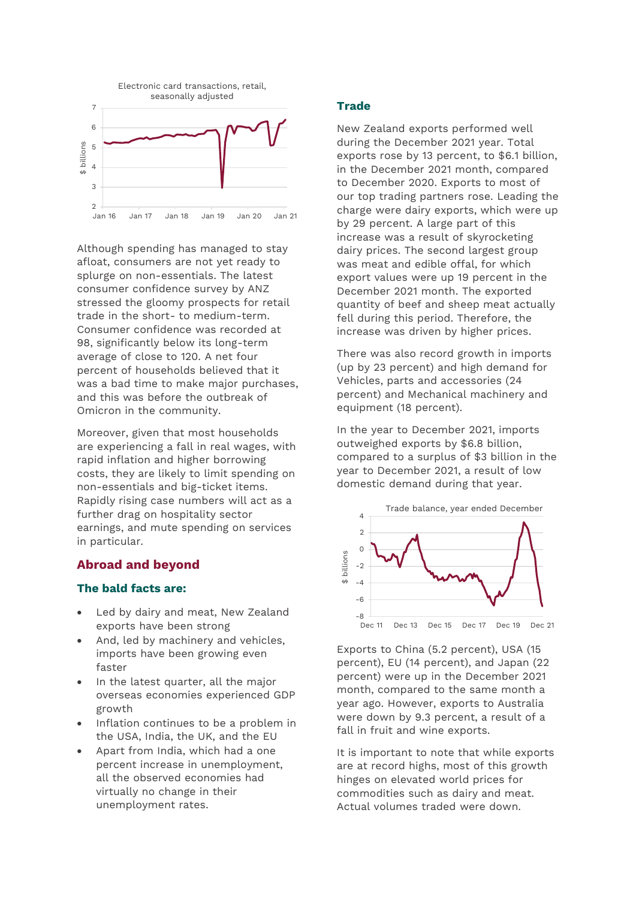Electronic card transactions, retail, seasonally adjusted

Although spending has managed to stay afloat, consumers are not yet ready to splurge on non-essentials. The latest consumer confidence survey by ANZ stressed the gloomy prospects for retail trade in the short- to medium-term. Consumer confidence was recorded at 98, significantly below its long-term average of close to 120. A net four percent of households believed that it was a bad time to make major purchases, and this was before the outbreak of Omicron in the community.

Moreover, given that most households are experiencing a fall in real wages, with rapid inflation and higher borrowing costs, they are likely to limit spending on non-essentials and big-ticket items. Rapidly rising case numbers will act as a further drag on hospitality sector earnings, and mute spending on services in particular.

## Abroad and beyond

### The bald facts are:

- Led by dairy and meat, New Zealand exports have been strong
- And, led by machinery and vehicles, imports have been growing even faster
- In the latest quarter, all the major overseas economies experienced GDP growth
- Inflation continues to be a problem in the USA, India, the UK, and the EU
- Apart from India, which had a one percent increase in unemployment, all the observed economies had virtually no change in their unemployment rates.

### Trade

New Zealand exports performed well during the December 2021 year. Total exports rose by 13 percent, to $6.1 billion, in the December 2021 month, compared to December 2020. Exports to most of our top trading partners rose. Leading the charge were dairy exports, which were up by 29 percent. A large part of this increase was a result of skyrocketing dairy prices. The second largest group was meat and edible offal, for which export values were up 19 percent in the December 2021 month. The exported quantity of beef and sheep meat actually fell during this period. Therefore, the increase was driven by higher prices.

There was also record growth in imports (up by 23 percent) and high demand for Vehicles, parts and accessories (24 percent) and Mechanical machinery and equipment (18 percent).

In the year to December 2021, imports outweighed exports by $6.8 billion, compared to a surplus of $3 billion in the year to December 2021, a result of low domestic demand during that year.

Trade balance, year ended December

Exports to China (5.2 percent), USA (15 percent), EU (14 percent), and Japan (22 percent) were up in the December 2021 month, compared to the same month a year ago. However, exports to Australia were down by 9.3 percent, a result of a fall in fruit and wine exports.

It is important to note that while exports are at record highs, most of this growth hinges on elevated world prices for commodities such as dairy and meat. Actual volumes traded were down.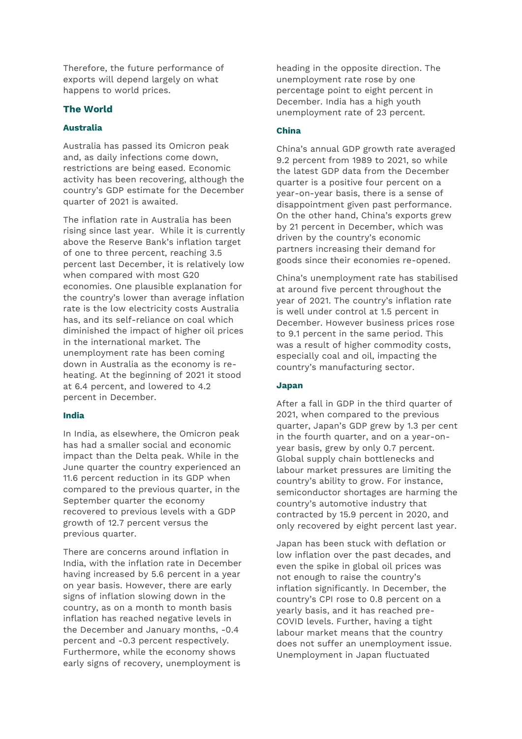Therefore, the future performance of exports will depend largely on what happens to world prices.

## The World

### Australia

Australia has passed its Omicron peak and, as daily infections come down, restrictions are being eased. Economic activity has been recovering, although the country's GDP estimate for the December quarter of 2021 is awaited.

The inflation rate in Australia has been rising since last year. While it is currently above the Reserve Bank's inflation target of one to three percent, reaching 3.5 percent last December, it is relatively low when compared with most G20 economies. One plausible explanation for the country's lower than average inflation rate is the low electricity costs Australia has, and its self-reliance on coal which diminished the impact of higher oil prices in the international market. The unemployment rate has been coming down in Australia as the economy is re-heating. At the beginning of 2021 it stood at 6.4 percent, and lowered to 4.2 percent in December.

### India

In India, as elsewhere, the Omicron peak has had a smaller social and economic impact than the Delta peak. While in the June quarter the country experienced an 11.6 percent reduction in its GDP when compared to the previous quarter, in the September quarter the economy recovered to previous levels with a GDP growth of 12.7 percent versus the previous quarter.

There are concerns around inflation in India, with the inflation rate in December having increased by 5.6 percent in a year on year basis. However, there are early signs of inflation slowing down in the country, as on a month to month basis inflation has reached negative levels in the December and January months, -0.4 percent and -0.3 percent respectively. Furthermore, while the economy shows early signs of recovery, unemployment is heading in the opposite direction. The unemployment rate rose by one percentage point to eight percent in December. India has a high youth unemployment rate of 23 percent.

### China

China's annual GDP growth rate averaged 9.2 percent from 1989 to 2021, so while the latest GDP data from the December quarter is a positive four percent on a year-on-year basis, there is a sense of disappointment given past performance. On the other hand, China's exports grew by 21 percent in December, which was driven by the country's economic partners increasing their demand for goods since their economies re-opened.

China's unemployment rate has stabilised at around five percent throughout the year of 2021. The country's inflation rate is well under control at 1.5 percent in December. However business prices rose to 9.1 percent in the same period. This was a result of higher commodity costs, especially coal and oil, impacting the country's manufacturing sector.

### Japan

After a fall in GDP in the third quarter of 2021, when compared to the previous quarter, Japan's GDP grew by 1.3 per cent in the fourth quarter, and on a year-on-year basis, grew by only 0.7 percent. Global supply chain bottlenecks and labour market pressures are limiting the country's ability to grow. For instance, semiconductor shortages are harming the country's automotive industry that contracted by 15.9 percent in 2020, and only recovered by eight percent last year.

Japan has been stuck with deflation or low inflation over the past decades, and even the spike in global oil prices was not enough to raise the country's inflation significantly. In December, the country's CPI rose to 0.8 percent on a yearly basis, and it has reached pre-COVID levels. Further, having a tight labour market means that the country does not suffer an unemployment issue. Unemployment in Japan fluctuated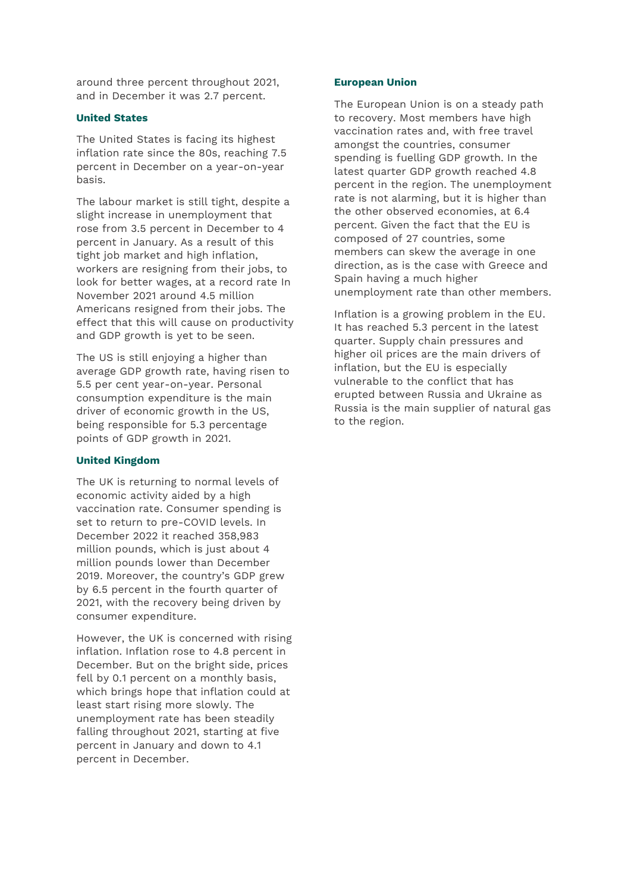around three percent throughout 2021, and in December it was 2.7 percent.

### United States

The United States is facing its highest inflation rate since the 80s, reaching 7.5 percent in December on a year-on-year basis.

The labour market is still tight, despite a slight increase in unemployment that rose from 3.5 percent in December to 4 percent in January. As a result of this tight job market and high inflation, workers are resigning from their jobs, to look for better wages, at a record rate In November 2021 around 4.5 million Americans resigned from their jobs. The effect that this will cause on productivity and GDP growth is yet to be seen.

The US is still enjoying a higher than average GDP growth rate, having risen to 5.5 per cent year-on-year. Personal consumption expenditure is the main driver of economic growth in the US, being responsible for 5.3 percentage points of GDP growth in 2021.

### United Kingdom

The UK is returning to normal levels of economic activity aided by a high vaccination rate. Consumer spending is set to return to pre-COVID levels. In December 2022 it reached 358,983 million pounds, which is just about 4 million pounds lower than December 2019. Moreover, the country's GDP grew by 6.5 percent in the fourth quarter of 2021, with the recovery being driven by consumer expenditure.

However, the UK is concerned with rising inflation. Inflation rose to 4.8 percent in December. But on the bright side, prices fell by 0.1 percent on a monthly basis, which brings hope that inflation could at least start rising more slowly. The unemployment rate has been steadily falling throughout 2021, starting at five percent in January and down to 4.1 percent in December.

### European Union

The European Union is on a steady path to recovery. Most members have high vaccination rates and, with free travel amongst the countries, consumer spending is fuelling GDP growth. In the latest quarter GDP growth reached 4.8 percent in the region. The unemployment rate is not alarming, but it is higher than the other observed economies, at 6.4 percent. Given the fact that the EU is composed of 27 countries, some members can skew the average in one direction, as is the case with Greece and Spain having a much higher unemployment rate than other members.

Inflation is a growing problem in the EU. It has reached 5.3 percent in the latest quarter. Supply chain pressures and higher oil prices are the main drivers of inflation, but the EU is especially vulnerable to the conflict that has erupted between Russia and Ukraine as Russia is the main supplier of natural gas to the region.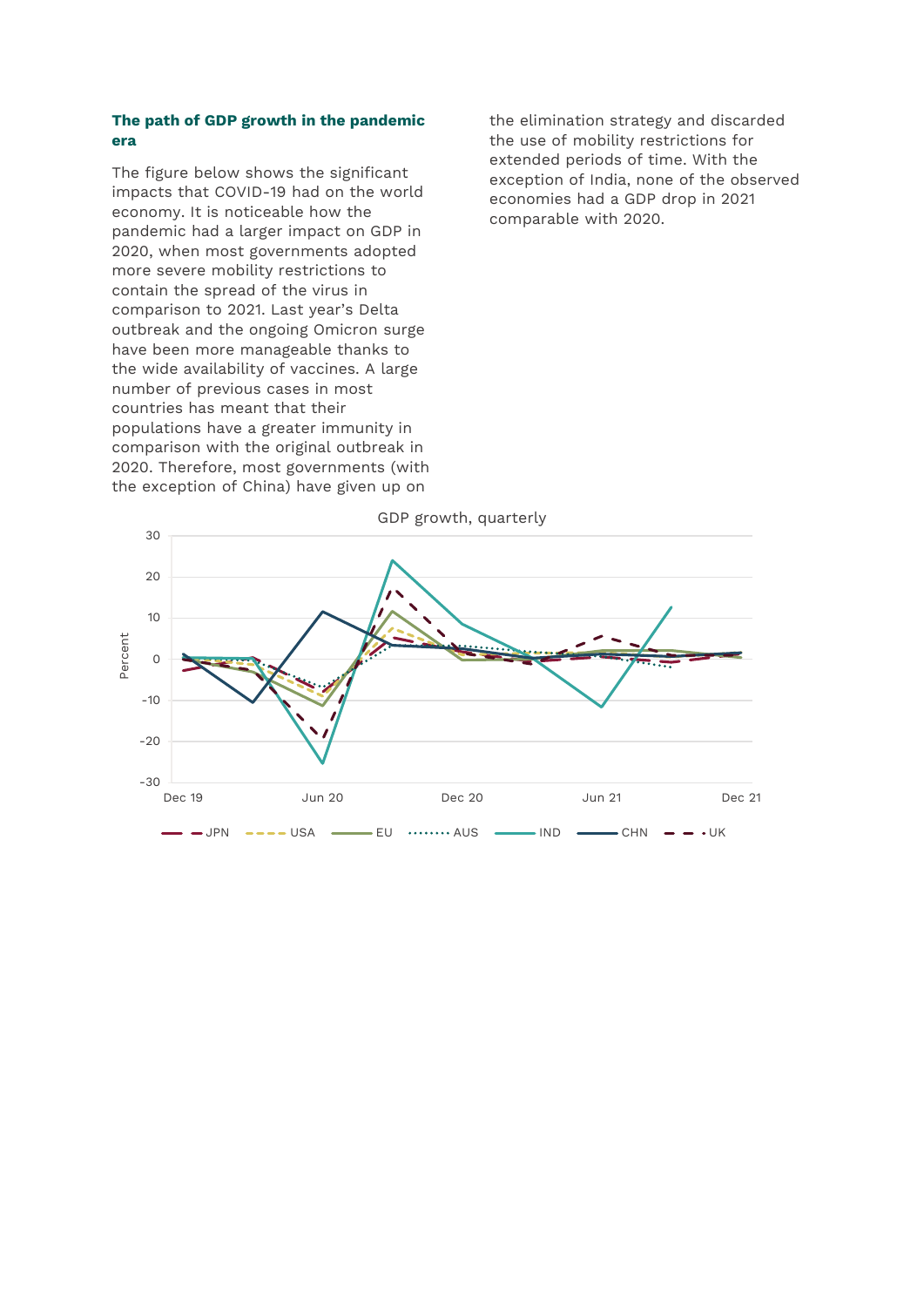### The path of GDP growth in the pandemic era

The figure below shows the significant impacts that COVID-19 had on the world economy. It is noticeable how the pandemic had a larger impact on GDP in 2020, when most governments adopted more severe mobility restrictions to contain the spread of the virus in comparison to 2021. Last year's Delta outbreak and the ongoing Omicron surge have been more manageable thanks to the wide availability of vaccines. A large number of previous cases in most countries has meant that their populations have a greater immunity in comparison with the original outbreak in 2020. Therefore, most governments (with the exception of China) have given up on the elimination strategy and discarded the use of mobility restrictions for extended periods of time. With the exception of India, none of the observed economies had a GDP drop in 2021 comparable with 2020.

GDP growth, quarterly

Percent

Dec 19 | Jun 20 | Dec 20 | Jun 21 | Dec 21

JPN | USA | EU | AUS | IND | CHN | UK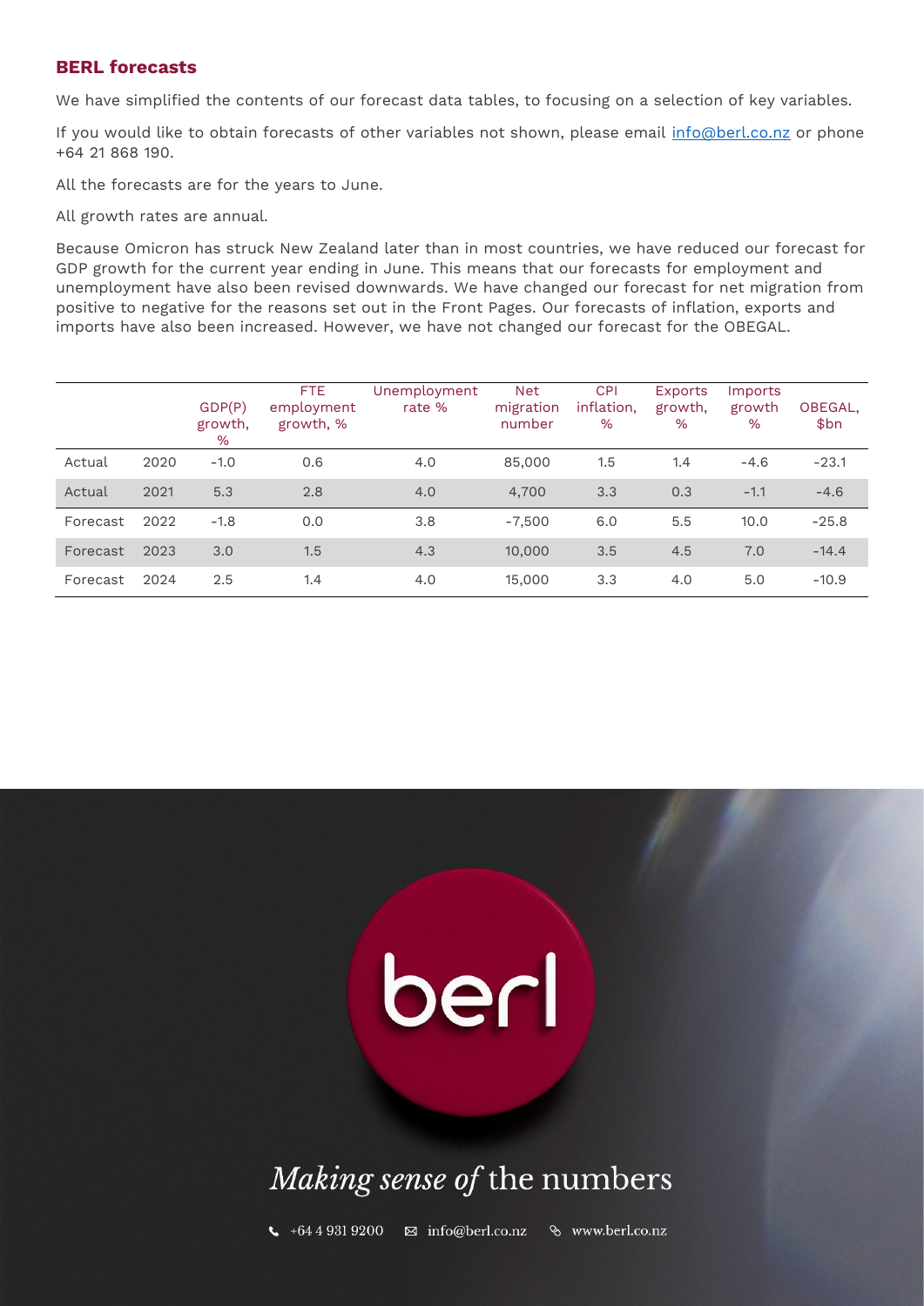## BERL forecasts

We have simplified the contents of our forecast data tables, to focusing on a selection of key variables.

If you would like to obtain forecasts of other variables not shown, please email info@berl.co.nz or phone +64 21 868 190.

All the forecasts are for the years to June.

All growth rates are annual.

Because Omicron has struck New Zealand later than in most countries, we have reduced our forecast for GDP growth for the current year ending in June. This means that our forecasts for employment and unemployment have also been revised downwards. We have changed our forecast for net migration from positive to negative for the reasons set out in the Front Pages. Our forecasts of inflation, exports and imports have also been increased. However, we have not changed our forecast for the OBEGAL.

| | | GDP(P) growth, % | FTE employment growth, % | Unemployment rate % | Net migration number | CPI inflation, % | Exports growth, % | Imports growth % | OBEGAL, $bn |
|---|---|---|---|---|---|---|---|---|---|
| Actual | 2020 | -1.0 | 0.6 | 4.0 | 85,000 | 1.5 | 1.4 | -4.6 | -23.1 |
| Actual | 2021 | 5.3 | 2.8 | 4.0 | 4,700 | 3.3 | 0.3 | -1.1 | -4.6 |
| Forecast | 2022 | -1.8 | 0.0 | 3.8 | -7,500 | 6.0 | 5.5 | 10.0 | -25.8 |
| Forecast | 2023 | 3.0 | 1.5 | 4.3 | 10,000 | 3.5 | 4.5 | 7.0 | -14.4 |
| Forecast | 2024 | 2.5 | 1.4 | 4.0 | 15,000 | 3.3 | 4.0 | 5.0 | -10.9 |

berl

*Making sense of* the numbers

+64 4 931 9200 info@berl.co.nz www.berl.co.nz